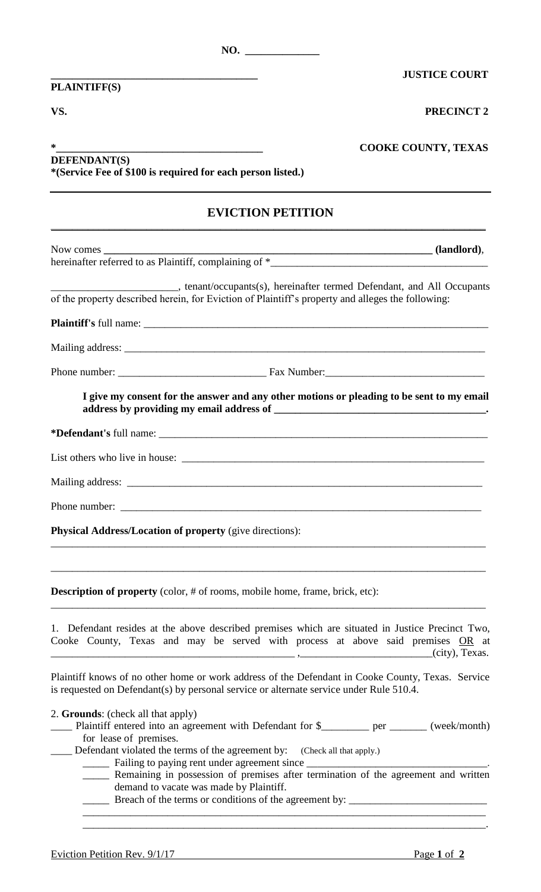NO. _____________

| | |
|---|---|
| ________________________________ **PLAINTIFF(S)** | **JUSTICE COURT** |
| **VS.** | **PRECINCT 2** |
| *________________________________ **DEFENDANT(S)** | **COOKE COUNTY, TEXAS** |

***(Service Fee of $100 is required for each person listed.)**

## EVICTION PETITION

Now comes ____________________________________________________________ **(landlord)**, hereinafter referred to as Plaintiff, complaining of *________________________________________

_______________________, tenant/occupants(s), hereinafter termed Defendant, and All Occupants of the property described herein, for Eviction of Plaintiff's property and alleges the following:

**Plaintiff's** full name: ____________________________________________________________

Mailing address: ____________________________________________________________

Phone number: ___________________________ Fax Number:_____________________________

**I give my consent for the answer and any other motions or pleading to be sent to my email address by providing my email address of _______________________________________.**

***Defendant's** full name: ____________________________________________________________

List others who live in house: ______________________________________________________

Mailing address: ____________________________________________________________

Phone number: ____________________________________________________________

**Physical Address/Location of property** (give directions):

________________________________________________________________________________

________________________________________________________________________________

**Description of property** (color, # of rooms, mobile home, frame, brick, etc):

________________________________________________________________________________

1. Defendant resides at the above described premises which are situated in Justice Precinct Two, Cooke County, Texas and may be served with process at above said premises OR at _____________________________________________ ,________________________(city), Texas.

Plaintiff knows of no other home or work address of the Defendant in Cooke County, Texas. Service is requested on Defendant(s) by personal service or alternate service under Rule 510.4.

2. **Grounds**: (check all that apply)

____ Plaintiff entered into an agreement with Defendant for $_________ per _______ (week/month) for lease of premises.

____ Defendant violated the terms of the agreement by: (Check all that apply.)

- _____ Failing to paying rent under agreement since _________________________________.
- _____ Remaining in possession of premises after termination of the agreement and written demand to vacate was made by Plaintiff.
- _____ Breach of the terms or conditions of the agreement by: __________________________ ____________________________________________________________________________ ____________________________________________________________________________.

Eviction Petition Rev. 9/1/17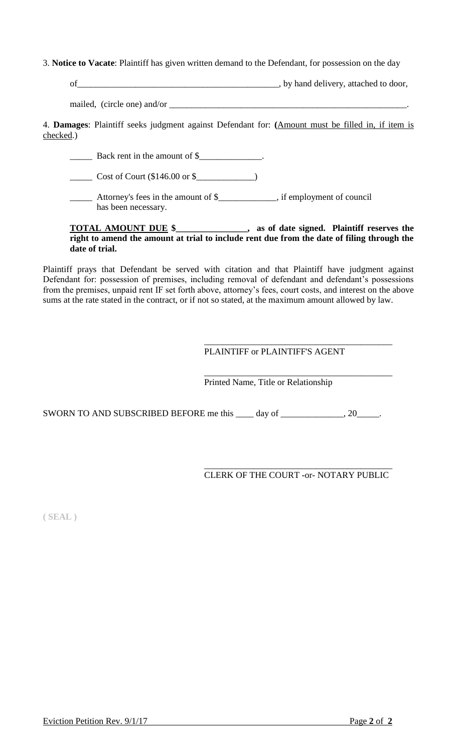3. **Notice to Vacate**: Plaintiff has given written demand to the Defendant, for possession on the day

of_______________________________________________, by hand delivery, attached to door,

mailed, (circle one) and/or ________________________________________________________.

4. **Damages**: Plaintiff seeks judgment against Defendant for: **(**Amount must be filled in, if item is checked.)

_____ Back rent in the amount of $______________.

_____ Cost of Court ($146.00 or $_____________)

_____ Attorney's fees in the amount of $_____________, if employment of council has been necessary.

**TOTAL AMOUNT DUE $________________, as of date signed. Plaintiff reserves the right to amend the amount at trial to include rent due from the date of filing through the date of trial.**

Plaintiff prays that Defendant be served with citation and that Plaintiff have judgment against Defendant for: possession of premises, including removal of defendant and defendant's possessions from the premises, unpaid rent IF set forth above, attorney's fees, court costs, and interest on the above sums at the rate stated in the contract, or if not so stated, at the maximum amount allowed by law.

____________________________________________
PLAINTIFF or PLAINTIFF'S AGENT

____________________________________________
Printed Name, Title or Relationship

SWORN TO AND SUBSCRIBED BEFORE me this ____ day of ______________, 20_____.

____________________________________________
CLERK OF THE COURT -or- NOTARY PUBLIC

**( SEAL )**